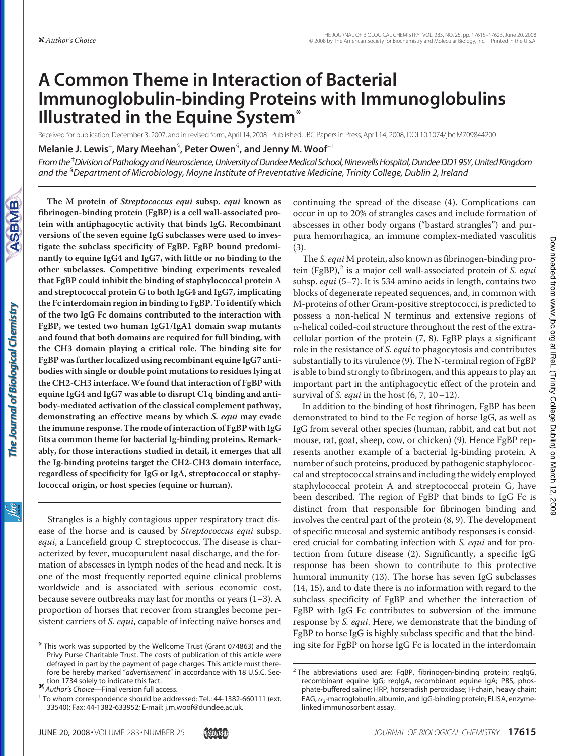# A Common Theme in Interaction of Bacterial Immunoglobulin-binding Proteins with Immunoglobulins Illustrated in the Equine System*

Received for publication, December 3, 2007, and in revised form, April 14, 2008 Published, JBC Papers in Press, April 14, 2008, DOI 10.1074/jbc.M709844200

**Melanie J. Lewis[‡], Mary Meehan[§], Peter Owen[§], and Jenny M. Woof[‡1]**

*From the [‡]Division of Pathology and Neuroscience, University of Dundee Medical School, Ninewells Hospital, Dundee DD1 9SY, United Kingdom and the [§]Department of Microbiology, Moyne Institute of Preventative Medicine, Trinity College, Dublin 2, Ireland*

**The M protein of *Streptococcus equi* subsp. *equi* known as fibrinogen-binding protein (FgBP) is a cell wall-associated protein with antiphagocytic activity that binds IgG. Recombinant versions of the seven equine IgG subclasses were used to investigate the subclass specificity of FgBP. FgBP bound predominantly to equine IgG4 and IgG7, with little or no binding to the other subclasses. Competitive binding experiments revealed that FgBP could inhibit the binding of staphylococcal protein A and streptococcal protein G to both IgG4 and IgG7, implicating the Fc interdomain region in binding to FgBP. To identify which of the two IgG Fc domains contributed to the interaction with FgBP, we tested two human IgG1/IgA1 domain swap mutants and found that both domains are required for full binding, with the CH3 domain playing a critical role. The binding site for FgBP was further localized using recombinant equine IgG7 antibodies with single or double point mutations to residues lying at the CH2-CH3 interface. We found that interaction of FgBP with equine IgG4 and IgG7 was able to disrupt C1q binding and antibody-mediated activation of the classical complement pathway, demonstrating an effective means by which *S. equi* may evade the immune response. The mode of interaction of FgBP with IgG fits a common theme for bacterial Ig-binding proteins. Remarkably, for those interactions studied in detail, it emerges that all the Ig-binding proteins target the CH2-CH3 domain interface, regardless of specificity for IgG or IgA, streptococcal or staphylococcal origin, or host species (equine or human).**

Strangles is a highly contagious upper respiratory tract disease of the horse and is caused by *Streptococcus equi* subsp. *equi*, a Lancefield group C streptococcus. The disease is characterized by fever, mucopurulent nasal discharge, and the formation of abscesses in lymph nodes of the head and neck. It is one of the most frequently reported equine clinical problems worldwide and is associated with serious economic cost, because severe outbreaks may last for months or years (1–3). A proportion of horses that recover from strangles become persistent carriers of *S. equi*, capable of infecting naïve horses and continuing the spread of the disease (4). Complications can occur in up to 20% of strangles cases and include formation of abscesses in other body organs ("bastard strangles") and purpura hemorrhagica, an immune complex-mediated vasculitis (3).

The *S. equi* M protein, also known as fibrinogen-binding protein (FgBP),[2] is a major cell wall-associated protein of *S. equi* subsp. *equi* (5–7). It is 534 amino acids in length, contains two blocks of degenerate repeated sequences, and, in common with M-proteins of other Gram-positive streptococci, is predicted to possess a non-helical N terminus and extensive regions of $\alpha$-helical coiled-coil structure throughout the rest of the extracellular portion of the protein (7, 8). FgBP plays a significant role in the resistance of *S. equi* to phagocytosis and contributes substantially to its virulence (9). The N-terminal region of FgBP is able to bind strongly to fibrinogen, and this appears to play an important part in the antiphagocytic effect of the protein and survival of *S. equi* in the host (6, 7, 10–12).

In addition to the binding of host fibrinogen, FgBP has been demonstrated to bind to the Fc region of horse IgG, as well as IgG from several other species (human, rabbit, and cat but not mouse, rat, goat, sheep, cow, or chicken) (9). Hence FgBP represents another example of a bacterial Ig-binding protein. A number of such proteins, produced by pathogenic staphylococcal and streptococcal strains and including the widely employed staphylococcal protein A and streptococcal protein G, have been described. The region of FgBP that binds to IgG Fc is distinct from that responsible for fibrinogen binding and involves the central part of the protein (8, 9). The development of specific mucosal and systemic antibody responses is considered crucial for combating infection with *S. equi* and for protection from future disease (2). Significantly, a specific IgG response has been shown to contribute to this protective humoral immunity (13). The horse has seven IgG subclasses (14, 15), and to date there is no information with regard to the subclass specificity of FgBP and whether the interaction of FgBP with IgG Fc contributes to subversion of the immune response by *S. equi*. Here, we demonstrate that the binding of FgBP to horse IgG is highly subclass specific and that the binding site for FgBP on horse IgG Fc is located in the interdomain

\* This work was supported by the Wellcome Trust (Grant 074863) and the Privy Purse Charitable Trust. The costs of publication of this article were defrayed in part by the payment of page charges. This article must therefore be hereby marked "*advertisement*" in accordance with 18 U.S.C. Section 1734 solely to indicate this fact.

*Author's Choice*—Final version full access.

[1] To whom correspondence should be addressed: Tel.: 44-1382-660111 (ext. 33540); Fax: 44-1382-633952; E-mail: j.m.woof@dundee.ac.uk.

[2] The abbreviations used are: FgBP, fibrinogen-binding protein; reqIgG, recombinant equine IgG; reqIgA, recombinant equine IgA; PBS, phosphate-buffered saline; HRP, horseradish peroxidase; H-chain, heavy chain; EAG, $\alpha_2$-macroglobulin, albumin, and IgG-binding protein; ELISA, enzyme-linked immunosorbent assay.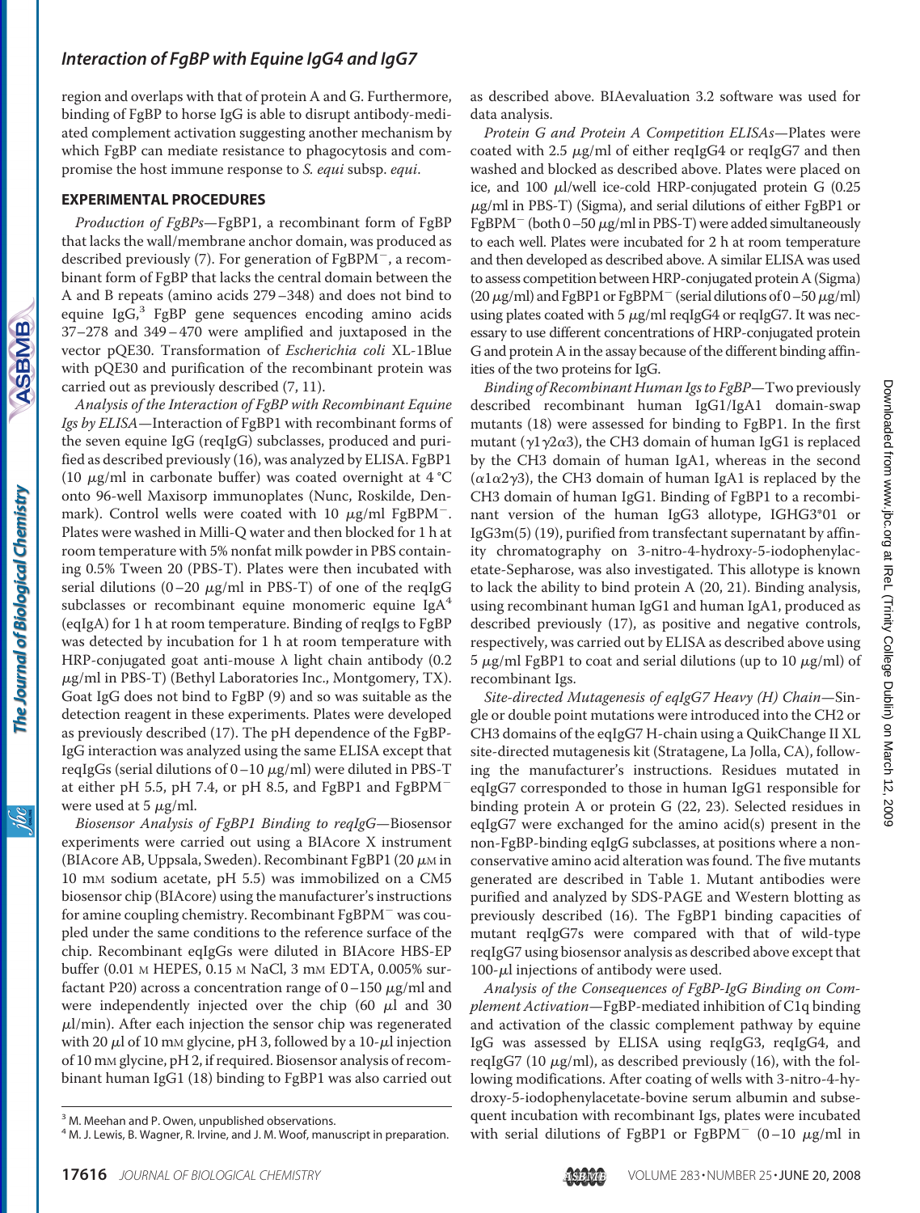region and overlaps with that of protein A and G. Furthermore, binding of FgBP to horse IgG is able to disrupt antibody-mediated complement activation suggesting another mechanism by which FgBP can mediate resistance to phagocytosis and compromise the host immune response to *S. equi* subsp. *equi*.

## EXPERIMENTAL PROCEDURES

*Production of FgBPs*—FgBP1, a recombinant form of FgBP that lacks the wall/membrane anchor domain, was produced as described previously (7). For generation of FgBPM$^-$, a recombinant form of FgBP that lacks the central domain between the A and B repeats (amino acids 279–348) and does not bind to equine IgG,[3] FgBP gene sequences encoding amino acids 37–278 and 349–470 were amplified and juxtaposed in the vector pQE30. Transformation of *Escherichia coli* XL-1Blue with pQE30 and purification of the recombinant protein was carried out as previously described (7, 11).

*Analysis of the Interaction of FgBP with Recombinant Equine Igs by ELISA*—Interaction of FgBP1 with recombinant forms of the seven equine IgG (reqIgG) subclasses, produced and purified as described previously (16), was analyzed by ELISA. FgBP1 (10 μg/ml in carbonate buffer) was coated overnight at 4 °C onto 96-well Maxisorp immunoplates (Nunc, Roskilde, Denmark). Control wells were coated with 10 μg/ml FgBPM$^-$. Plates were washed in Milli-Q water and then blocked for 1 h at room temperature with 5% nonfat milk powder in PBS containing 0.5% Tween 20 (PBS-T). Plates were then incubated with serial dilutions (0–20 μg/ml in PBS-T) of one of the reqIgG subclasses or recombinant equine monomeric equine IgA[4] (eqIgA) for 1 h at room temperature. Binding of reqIgs to FgBP was detected by incubation for 1 h at room temperature with HRP-conjugated goat anti-mouse λ light chain antibody (0.2 μg/ml in PBS-T) (Bethyl Laboratories Inc., Montgomery, TX). Goat IgG does not bind to FgBP (9) and so was suitable as the detection reagent in these experiments. Plates were developed as previously described (17). The pH dependence of the FgBP-IgG interaction was analyzed using the same ELISA except that reqIgGs (serial dilutions of 0–10 μg/ml) were diluted in PBS-T at either pH 5.5, pH 7.4, or pH 8.5, and FgBP1 and FgBPM$^-$ were used at 5 μg/ml.

*Biosensor Analysis of FgBP1 Binding to reqIgG*—Biosensor experiments were carried out using a BIAcore X instrument (BIAcore AB, Uppsala, Sweden). Recombinant FgBP1 (20 μM in 10 mM sodium acetate, pH 5.5) was immobilized on a CM5 biosensor chip (BIAcore) using the manufacturer's instructions for amine coupling chemistry. Recombinant FgBPM$^-$ was coupled under the same conditions to the reference surface of the chip. Recombinant eqIgGs were diluted in BIAcore HBS-EP buffer (0.01 M HEPES, 0.15 M NaCl, 3 mM EDTA, 0.005% surfactant P20) across a concentration range of 0–150 μg/ml and were independently injected over the chip (60 μl and 30 μl/min). After each injection the sensor chip was regenerated with 20 μl of 10 mM glycine, pH 3, followed by a 10-μl injection of 10 mM glycine, pH 2, if required. Biosensor analysis of recombinant human IgG1 (18) binding to FgBP1 was also carried out as described above. BIAevaluation 3.2 software was used for data analysis.

*Protein G and Protein A Competition ELISAs*—Plates were coated with 2.5 μg/ml of either reqIgG4 or reqIgG7 and then washed and blocked as described above. Plates were placed on ice, and 100 μl/well ice-cold HRP-conjugated protein G (0.25 μg/ml in PBS-T) (Sigma), and serial dilutions of either FgBP1 or FgBPM$^-$ (both 0–50 μg/ml in PBS-T) were added simultaneously to each well. Plates were incubated for 2 h at room temperature and then developed as described above. A similar ELISA was used to assess competition between HRP-conjugated protein A (Sigma) (20 μg/ml) and FgBP1 or FgBPM$^-$ (serial dilutions of 0–50 μg/ml) using plates coated with 5 μg/ml reqIgG4 or reqIgG7. It was necessary to use different concentrations of HRP-conjugated protein G and protein A in the assay because of the different binding affinities of the two proteins for IgG.

*Binding of Recombinant Human Igs to FgBP*—Two previously described recombinant human IgG1/IgA1 domain-swap mutants (18) were assessed for binding to FgBP1. In the first mutant ($\gamma 1 \gamma 2 \alpha 3$), the CH3 domain of human IgG1 is replaced by the CH3 domain of human IgA1, whereas in the second ($\alpha 1 \alpha 2 \gamma 3$), the CH3 domain of human IgA1 is replaced by the CH3 domain of human IgG1. Binding of FgBP1 to a recombinant version of the human IgG3 allotype, IGHG3*01 or IgG3m(5) (19), purified from transfectant supernatant by affinity chromatography on 3-nitro-4-hydroxy-5-iodophenylacetate-Sepharose, was also investigated. This allotype is known to lack the ability to bind protein A (20, 21). Binding analysis, using recombinant human IgG1 and human IgA1, produced as described previously (17), as positive and negative controls, respectively, was carried out by ELISA as described above using 5 μg/ml FgBP1 to coat and serial dilutions (up to 10 μg/ml) of recombinant Igs.

*Site-directed Mutagenesis of eqIgG7 Heavy (H) Chain*—Single or double point mutations were introduced into the CH2 or CH3 domains of the eqIgG7 H-chain using a QuikChange II XL site-directed mutagenesis kit (Stratagene, La Jolla, CA), following the manufacturer's instructions. Residues mutated in eqIgG7 corresponded to those in human IgG1 responsible for binding protein A or protein G (22, 23). Selected residues in eqIgG7 were exchanged for the amino acid(s) present in the non-FgBP-binding eqIgG subclasses, at positions where a nonconservative amino acid alteration was found. The five mutants generated are described in Table 1. Mutant antibodies were purified and analyzed by SDS-PAGE and Western blotting as previously described (16). The FgBP1 binding capacities of mutant reqIgG7s were compared with that of wild-type reqIgG7 using biosensor analysis as described above except that 100-μl injections of antibody were used.

*Analysis of the Consequences of FgBP-IgG Binding on Complement Activation*—FgBP-mediated inhibition of C1q binding and activation of the classic complement pathway by equine IgG was assessed by ELISA using reqIgG3, reqIgG4, and reqIgG7 (10 μg/ml), as described previously (16), with the following modifications. After coating of wells with 3-nitro-4-hydroxy-5-iodophenylacetate-bovine serum albumin and subsequent incubation with recombinant Igs, plates were incubated with serial dilutions of FgBP1 or FgBPM$^-$ (0–10 μg/ml in

[3] M. Meehan and P. Owen, unpublished observations.

[4] M. J. Lewis, B. Wagner, R. Irvine, and J. M. Woof, manuscript in preparation.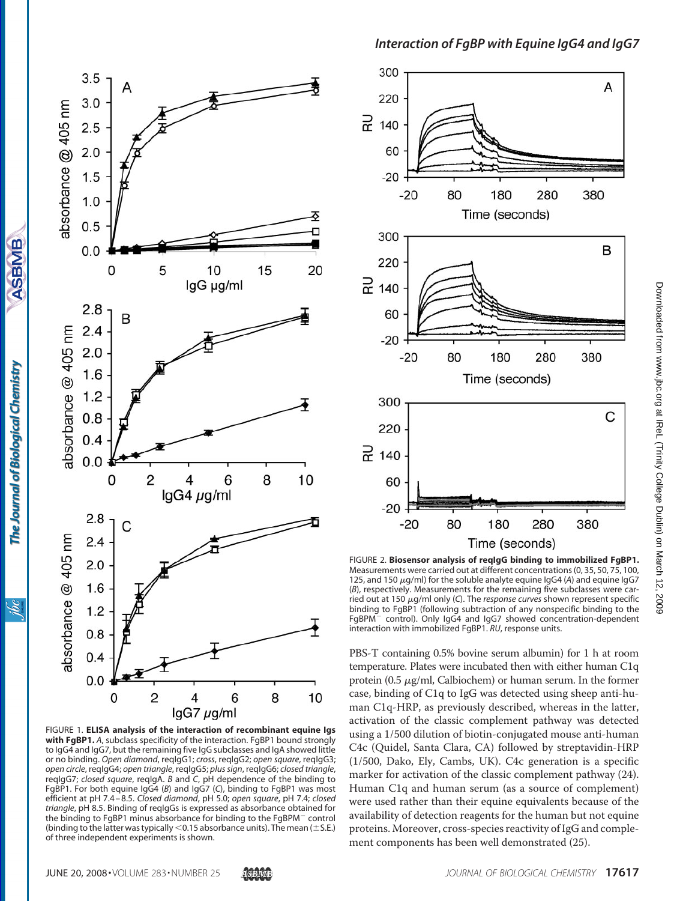3.5
A
3.0
2.5
absorbance @ 405 nm
2.0
1.5
1.0
0.5
0.0
0 5 10 15 20
IgG µg/ml

2.8
B
2.4
2.0
absorbance @ 405 nm
1.6
1.2
0.8
0.4
0.0
0 2 4 6 8 10
IgG4 µg/ml

2.8
C
2.4
2.0
absorbance @ 405 nm
1.6
1.2
0.8
0.4
0.0
0 2 4 6 8 10
IgG7 µg/ml

FIGURE 1. **ELISA analysis of the interaction of recombinant equine Igs with FgBP1.** *A*, subclass specificity of the interaction. FgBP1 bound strongly to IgG4 and IgG7, but the remaining five IgG subclasses and IgA showed little or no binding. *Open diamond*, reqIgG1; *cross*, reqIgG2; *open square*, reqIgG3; *open circle*, reqIgG4; *open triangle*, reqIgG5; *plus sign*, reqIgG6; *closed triangle*, reqIgG7; *closed square*, reqIgA. *B* and *C*, pH dependence of the binding to FgBP1. For both equine IgG4 (*B*) and IgG7 (*C*), binding to FgBP1 was most efficient at pH 7.4–8.5. *Closed diamond*, pH 5.0; *open square*, pH 7.4; *closed triangle*, pH 8.5. Binding of reqIgGs is expressed as absorbance obtained for the binding to FgBP1 minus absorbance for binding to the FgBPM⁻ control (binding to the latter was typically <0.15 absorbance units). The mean (±S.E.) of three independent experiments is shown.

300
A
220
RU
140
60
-20
-20 80 180 280 380
Time (seconds)

300
B
220
RU
140
60
-20
-20 80 180 280 380
Time (seconds)

300
C
220
RU
140
60
-20
-20 80 180 280 380
Time (seconds)

FIGURE 2. **Biosensor analysis of reqIgG binding to immobilized FgBP1.** Measurements were carried out at different concentrations (0, 35, 50, 75, 100, 125, and 150 µg/ml) for the soluble analyte equine IgG4 (*A*) and equine IgG7 (*B*), respectively. Measurements for the remaining five subclasses were carried out at 150 µg/ml only (*C*). The *response curves* shown represent specific binding to FgBP1 (following subtraction of any nonspecific binding to the FgBPM⁻ control). Only IgG4 and IgG7 showed concentration-dependent interaction with immobilized FgBP1. *RU*, response units.

PBS-T containing 0.5% bovine serum albumin) for 1 h at room temperature. Plates were incubated then with either human C1q protein (0.5 µg/ml, Calbiochem) or human serum. In the former case, binding of C1q to IgG was detected using sheep anti-human C1q-HRP, as previously described, whereas in the latter, activation of the classic complement pathway was detected using a 1/500 dilution of biotin-conjugated mouse anti-human C4c (Quidel, Santa Clara, CA) followed by streptavidin-HRP (1/500, Dako, Ely, Cambs, UK). C4c generation is a specific marker for activation of the classic complement pathway (24). Human C1q and human serum (as a source of complement) were used rather than their equine equivalents because of the availability of detection reagents for the human but not equine proteins. Moreover, cross-species reactivity of IgG and complement components has been well demonstrated (25).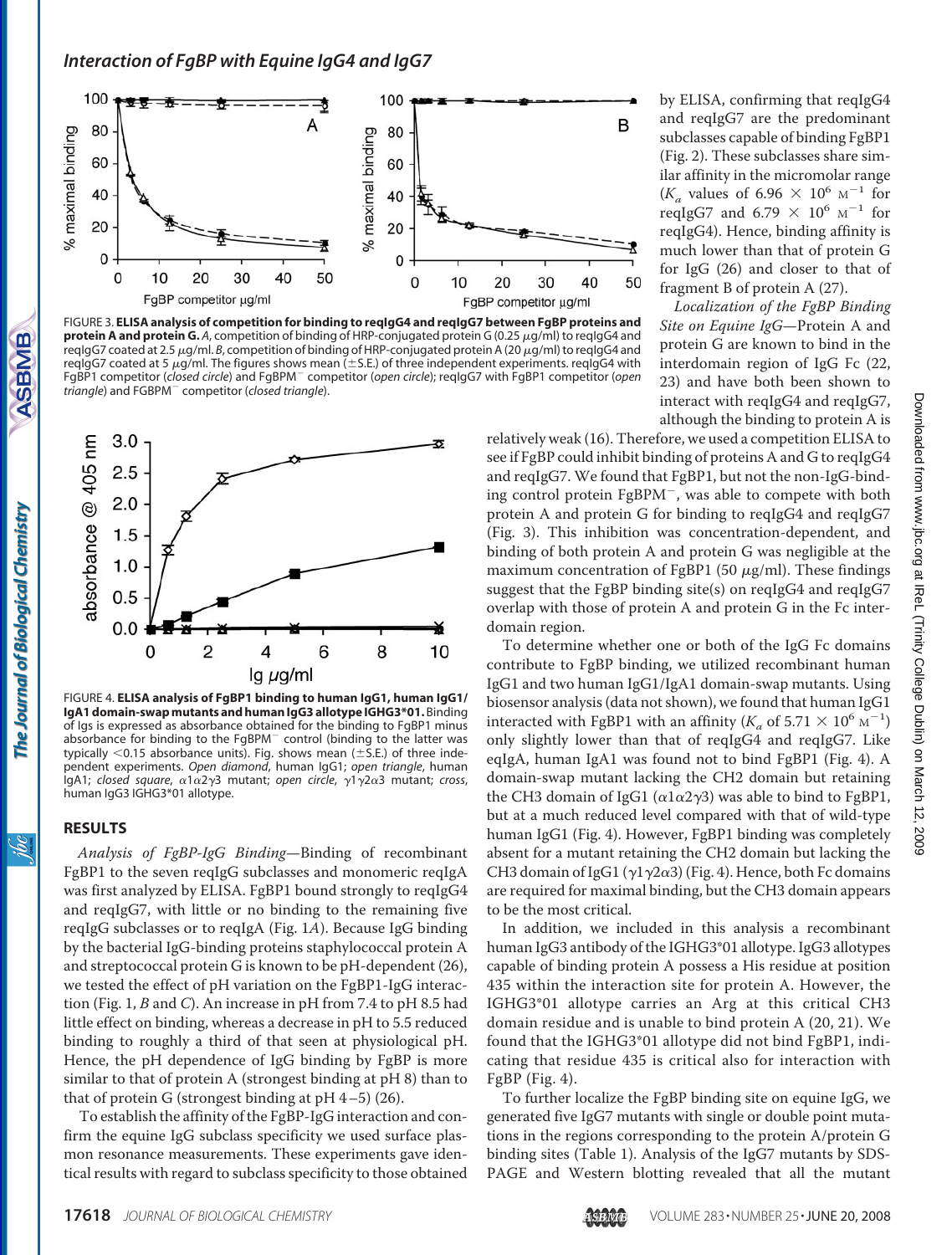100
80
60
40
20
0
% maximal binding
0 10 20 30 40 50
FgBP competitor µg/ml
A

100
80
60
40
20
0
% maximal binding
0 10 20 30 40 50
FgBP competitor µg/ml
B

FIGURE 3. **ELISA analysis of competition for binding to reqIgG4 and reqIgG7 between FgBP proteins and protein A and protein G.** *A*, competition of binding of HRP-conjugated protein G (0.25 µg/ml) to reqIgG4 and reqIgG7 coated at 2.5 µg/ml. *B*, competition of binding of HRP-conjugated protein A (20 µg/ml) to reqIgG4 and reqIgG7 coated at 5 µg/ml. The figures shows mean (±S.E.) of three independent experiments. reqIgG4 with FgBP1 competitor (*closed circle*) and FgBPM⁻ competitor (*open circle*); reqIgG7 with FgBP1 competitor (*open triangle*) and FGBPM⁻ competitor (*closed triangle*).

3.0
2.5
2.0
1.5
1.0
0.5
0.0
absorbance @ 405 nm
0 2 4 6 8 10
Ig µg/ml

FIGURE 4. **ELISA analysis of FgBP1 binding to human IgG1, human IgG1/IgA1 domain-swap mutants and human IgG3 allotype IGHG3*01.** Binding of Igs is expressed as absorbance obtained for the binding to FgBP1 minus absorbance for binding to the FgBPM⁻ control (binding to the latter was typically <0.15 absorbance units). Fig. shows mean (±S.E.) of three independent experiments. *Open diamond*, human IgG1; *open triangle*, human IgA1; *closed square*, α1α2γ3 mutant; *open circle*, γ1γ2α3 mutant; *cross*, human IgG3 IGHG3*01 allotype.

## RESULTS

*Analysis of FgBP-IgG Binding*—Binding of recombinant FgBP1 to the seven reqIgG subclasses and monomeric reqIgA was first analyzed by ELISA. FgBP1 bound strongly to reqIgG4 and reqIgG7, with little or no binding to the remaining five reqIgG subclasses or to reqIgA (Fig. 1*A*). Because IgG binding by the bacterial IgG-binding proteins staphylococcal protein A and streptococcal protein G is known to be pH-dependent (26), we tested the effect of pH variation on the FgBP1-IgG interaction (Fig. 1, *B* and *C*). An increase in pH from 7.4 to pH 8.5 had little effect on binding, whereas a decrease in pH to 5.5 reduced binding to roughly a third of that seen at physiological pH. Hence, the pH dependence of IgG binding by FgBP is more similar to that of protein A (strongest binding at pH 8) than to that of protein G (strongest binding at pH 4–5) (26).

To establish the affinity of the FgBP-IgG interaction and confirm the equine IgG subclass specificity we used surface plasmon resonance measurements. These experiments gave identical results with regard to subclass specificity to those obtained by ELISA, confirming that reqIgG4 and reqIgG7 are the predominant subclasses capable of binding FgBP1 (Fig. 2). These subclasses share similar affinity in the micromolar range ($K_a$ values of $6.96 \times 10^6$ $M^{-1}$ for reqIgG7 and $6.79 \times 10^6$ $M^{-1}$ for reqIgG4). Hence, binding affinity is much lower than that of protein G for IgG (26) and closer to that of fragment B of protein A (27).

*Localization of the FgBP Binding Site on Equine IgG*—Protein A and protein G are known to bind in the interdomain region of IgG Fc (22, 23) and have both been shown to interact with reqIgG4 and reqIgG7, although the binding to protein A is relatively weak (16). Therefore, we used a competition ELISA to see if FgBP could inhibit binding of proteins A and G to reqIgG4 and reqIgG7. We found that FgBP1, but not the non-IgG-binding control protein FgBPM⁻, was able to compete with both protein A and protein G for binding to reqIgG4 and reqIgG7 (Fig. 3). This inhibition was concentration-dependent, and binding of both protein A and protein G was negligible at the maximum concentration of FgBP1 (50 µg/ml). These findings suggest that the FgBP binding site(s) on reqIgG4 and reqIgG7 overlap with those of protein A and protein G in the Fc interdomain region.

To determine whether one or both of the IgG Fc domains contribute to FgBP binding, we utilized recombinant human IgG1 and two human IgG1/IgA1 domain-swap mutants. Using biosensor analysis (data not shown), we found that human IgG1 interacted with FgBP1 with an affinity ($K_a$ of $5.71 \times 10^6$ $M^{-1}$) only slightly lower than that of reqIgG4 and reqIgG7. Like eqIgA, human IgA1 was found not to bind FgBP1 (Fig. 4). A domain-swap mutant lacking the CH2 domain but retaining the CH3 domain of IgG1 (α1α2γ3) was able to bind to FgBP1, but at a much reduced level compared with that of wild-type human IgG1 (Fig. 4). However, FgBP1 binding was completely absent for a mutant retaining the CH2 domain but lacking the CH3 domain of IgG1 (γ1γ2α3) (Fig. 4). Hence, both Fc domains are required for maximal binding, but the CH3 domain appears to be the most critical.

In addition, we included in this analysis a recombinant human IgG3 antibody of the IGHG3*01 allotype. IgG3 allotypes capable of binding protein A possess a His residue at position 435 within the interaction site for protein A. However, the IGHG3*01 allotype carries an Arg at this critical CH3 domain residue and is unable to bind protein A (20, 21). We found that the IGHG3*01 allotype did not bind FgBP1, indicating that residue 435 is critical also for interaction with FgBP (Fig. 4).

To further localize the FgBP binding site on equine IgG, we generated five IgG7 mutants with single or double point mutations in the regions corresponding to the protein A/protein G binding sites (Table 1). Analysis of the IgG7 mutants by SDS-PAGE and Western blotting revealed that all the mutant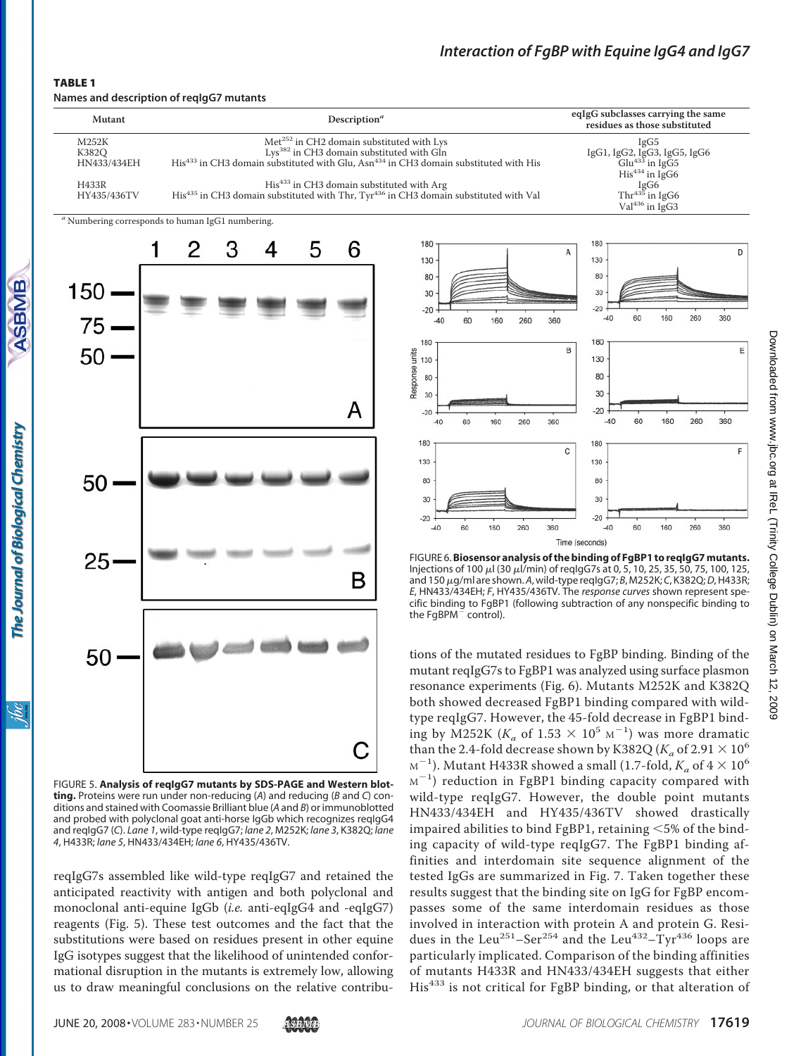**TABLE 1**
**Names and description of reqIgG7 mutants**

| Mutant | Description[a] | eqIgG subclasses carrying the same residues as those substituted |
|---|---|---|
| M252K | Met[252] in CH2 domain substituted with Lys | IgG5 |
| K382Q | Lys[382] in CH3 domain substituted with Gln | IgG1, IgG2, IgG3, IgG5, IgG6 |
| HN433/434EH | His[433] in CH3 domain substituted with Glu, Asn[434] in CH3 domain substituted with His | Glu[433] in IgG5 His[434] in IgG6 |
| H433R | His[433] in CH3 domain substituted with Arg | IgG6 |
| HY435/436TV | His[435] in CH3 domain substituted with Thr, Tyr[436] in CH3 domain substituted with Val | Thr[435] in IgG6 Val[436] in IgG3 |

[a] Numbering corresponds to human IgG1 numbering.

1 2 3 4 5 6
150
75
50
A
50
25
B
50
C

FIGURE 5. **Analysis of reqIgG7 mutants by SDS-PAGE and Western blotting.** Proteins were run under non-reducing (*A*) and reducing (*B* and *C*) conditions and stained with Coomassie Brilliant blue (*A* and *B*) or immunoblotted and probed with polyclonal goat anti-horse IgGb which recognizes reqIgG4 and reqIgG7 (*C*). *Lane 1*, wild-type reqIgG7; *lane 2*, M252K; *lane 3*, K382Q; *lane 4*, H433R; *lane 5*, HN433/434EH; *lane 6*, HY435/436TV.

Response units
Time (seconds)
A B C D E F

FIGURE 6. **Biosensor analysis of the binding of FgBP1 to reqIgG7 mutants.** Injections of 100 μl (30 μl/min) of reqIgG7s at 0, 5, 10, 25, 35, 50, 75, 100, 125, and 150 μg/ml are shown. *A*, wild-type reqIgG7; *B*, M252K; *C*, K382Q; *D*, H433R; *E*, HN433/434EH; *F*, HY435/436TV. The *response curves* shown represent specific binding to FgBP1 (following subtraction of any nonspecific binding to the FgBPM⁻ control).

reqIgG7s assembled like wild-type reqIgG7 and retained the anticipated reactivity with antigen and both polyclonal and monoclonal anti-equine IgGb (*i.e.* anti-eqIgG4 and -eqIgG7) reagents (Fig. 5). These test outcomes and the fact that the substitutions were based on residues present in other equine IgG isotypes suggest that the likelihood of unintended conformational disruption in the mutants is extremely low, allowing us to draw meaningful conclusions on the relative contributions of the mutated residues to FgBP binding. Binding of the mutant reqIgG7s to FgBP1 was analyzed using surface plasmon resonance experiments (Fig. 6). Mutants M252K and K382Q both showed decreased FgBP1 binding compared with wild-type reqIgG7. However, the 45-fold decrease in FgBP1 binding by M252K ($K_a$ of $1.53 \times 10^5$ $M^{-1}$) was more dramatic than the 2.4-fold decrease shown by K382Q ($K_a$ of $2.91 \times 10^6$ $M^{-1}$). Mutant H433R showed a small (1.7-fold, $K_a$ of $4 \times 10^6$ $M^{-1}$) reduction in FgBP1 binding capacity compared with wild-type reqIgG7. However, the double point mutants HN433/434EH and HY435/436TV showed drastically impaired abilities to bind FgBP1, retaining <5% of the binding capacity of wild-type reqIgG7. The FgBP1 binding affinities and interdomain site sequence alignment of the tested IgGs are summarized in Fig. 7. Taken together these results suggest that the binding site on IgG for FgBP encompasses some of the same interdomain residues as those involved in interaction with protein A and protein G. Residues in the Leu[251]–Ser[254] and the Leu[432]–Tyr[436] loops are particularly implicated. Comparison of the binding affinities of mutants H433R and HN433/434EH suggests that either His[433] is not critical for FgBP binding, or that alteration of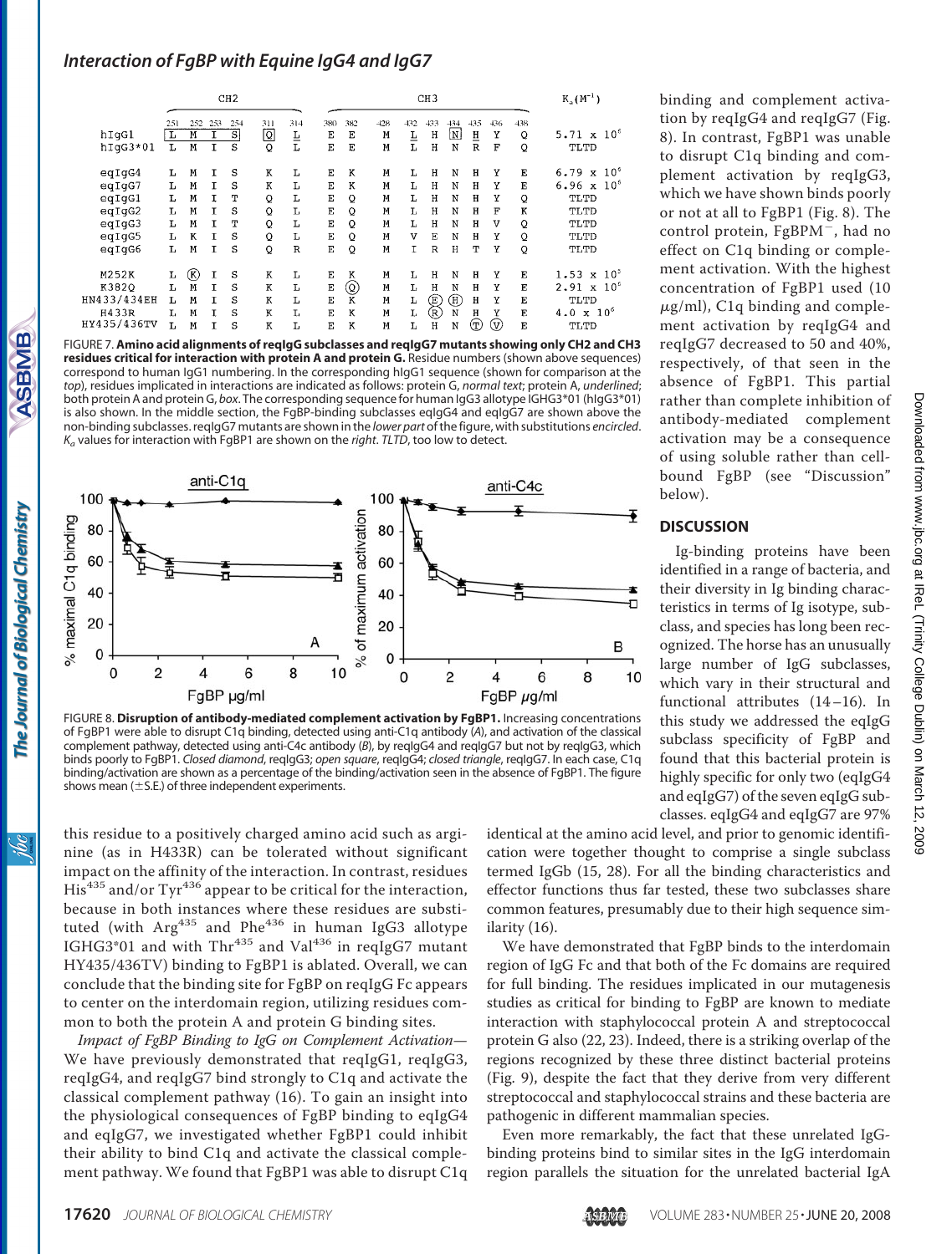| | CH2 | | | | | | CH3 | | | | | | | | | $K_a$ ($M^{-1}$) |
|---|---|---|---|---|---|---|---|---|---|---|---|---|---|---|---|---|
| | 251 | 252 | 253 | 254 | 311 | 314 | 380 | 382 | 428 | 432 | 433 | 434 | 435 | 436 | 438 | |
| hIgG1 | L | M | I | S | Q | L | E | E | M | L | H | N | H | Y | Q | $5.71 \times 10^6$ |
| hIgG3*01 | L | M | I | S | Q | L | E | E | M | L | H | N | R | F | Q | TLTD |
| eqIgG4 | L | M | I | S | K | L | E | K | M | L | H | N | H | Y | E | $6.79 \times 10^6$ |
| eqIgG7 | L | M | I | S | K | L | E | K | M | L | H | N | H | Y | E | $6.96 \times 10^6$ |
| eqIgG1 | L | M | I | T | Q | L | E | Q | M | L | H | N | H | Y | Q | TLTD |
| eqIgG2 | L | M | I | S | Q | L | E | Q | M | L | H | N | H | F | K | TLTD |
| eqIgG3 | L | M | I | T | Q | L | E | Q | M | L | H | N | H | V | Q | TLTD |
| eqIgG5 | L | K | I | S | Q | L | E | Q | M | V | E | N | H | Y | Q | TLTD |
| eqIgG6 | L | M | I | S | Q | R | E | Q | M | I | R | H | T | Y | Q | TLTD |
| M252K | L | K | I | S | K | L | E | K | M | L | H | N | H | Y | E | $1.53 \times 10^5$ |
| K382Q | L | M | I | S | K | L | E | Q | M | L | H | N | H | Y | E | $2.91 \times 10^5$ |
| HN433/434EH | L | M | I | S | K | L | E | K | M | L | E | H | H | Y | E | TLTD |
| H433R | L | M | I | S | K | L | E | K | M | L | R | N | H | Y | E | $4.0 \times 10^6$ |
| HY435/436TV | L | M | I | S | K | L | E | K | M | L | H | N | T | V | E | TLTD |

FIGURE 7. **Amino acid alignments of reqIgG subclasses and reqIgG7 mutants showing only CH2 and CH3 residues critical for interaction with protein A and protein G.** Residue numbers (shown above sequences) correspond to human IgG1 numbering. In the corresponding hIgG1 sequence (shown for comparison at the *top*), residues implicated in interactions are indicated as follows: protein G, *normal text*; protein A, *underlined*; both protein A and protein G, *box*. The corresponding sequence for human IgG3 allotype IGHG3*01 (hIgG3*01) is also shown. In the middle section, the FgBP-binding subclasses eqIgG4 and eqIgG7 are shown above the non-binding subclasses. reqIgG7 mutants are shown in the *lower part* of the figure, with substitutions *encircled*. $K_a$ values for interaction with FgBP1 are shown on the *right*. *TLTD*, too low to detect.

anti-C1q
% maximal C1q binding
FgBP μg/ml
A

anti-C4c
% of maximum activation
FgBP μg/ml
B

FIGURE 8. **Disruption of antibody-mediated complement activation by FgBP1.** Increasing concentrations of FgBP1 were able to disrupt C1q binding, detected using anti-C1q antibody (*A*), and activation of the classical complement pathway, detected using anti-C4c antibody (*B*), by reqIgG4 and reqIgG7 but not by reqIgG3, which binds poorly to FgBP1. *Closed diamond*, reqIgG3; *open square*, reqIgG4; *closed triangle*, reqIgG7. In each case, C1q binding/activation are shown as a percentage of the binding/activation seen in the absence of FgBP1. The figure shows mean (±S.E.) of three independent experiments.

this residue to a positively charged amino acid such as arginine (as in H433R) can be tolerated without significant impact on the affinity of the interaction. In contrast, residues His[435] and/or Tyr[436] appear to be critical for the interaction, because in both instances where these residues are substituted (with Arg[435] and Phe[436] in human IgG3 allotype IGHG3*01 and with Thr[435] and Val[436] in reqIgG7 mutant HY435/436TV) binding to FgBP1 is ablated. Overall, we can conclude that the binding site for FgBP on reqIgG Fc appears to center on the interdomain region, utilizing residues common to both the protein A and protein G binding sites.

*Impact of FgBP Binding to IgG on Complement Activation*—We have previously demonstrated that reqIgG1, reqIgG3, reqIgG4, and reqIgG7 bind strongly to C1q and activate the classical complement pathway (16). To gain an insight into the physiological consequences of FgBP binding to eqIgG4 and eqIgG7, we investigated whether FgBP1 could inhibit their ability to bind C1q and activate the classical complement pathway. We found that FgBP1 was able to disrupt C1q binding and complement activation by reqIgG4 and reqIgG7 (Fig. 8). In contrast, FgBP1 was unable to disrupt C1q binding and complement activation by reqIgG3, which we have shown binds poorly or not at all to FgBP1 (Fig. 8). The control protein, FgBPM[−], had no effect on C1q binding or complement activation. With the highest concentration of FgBP1 used (10 μg/ml), C1q binding and complement activation by reqIgG4 and reqIgG7 decreased to 50 and 40%, respectively, of that seen in the absence of FgBP1. This partial rather than complete inhibition of antibody-mediated complement activation may be a consequence of using soluble rather than cell-bound FgBP (see "Discussion" below).

## DISCUSSION

Ig-binding proteins have been identified in a range of bacteria, and their diversity in Ig binding characteristics in terms of Ig isotype, subclass, and species has long been recognized. The horse has an unusually large number of IgG subclasses, which vary in their structural and functional attributes (14–16). In this study we addressed the eqIgG subclass specificity of FgBP and found that this bacterial protein is highly specific for only two (eqIgG4 and eqIgG7) of the seven eqIgG subclasses. eqIgG4 and eqIgG7 are 97% identical at the amino acid level, and prior to genomic identification were together thought to comprise a single subclass termed IgGb (15, 28). For all the binding characteristics and effector functions thus far tested, these two subclasses share common features, presumably due to their high sequence similarity (16).

We have demonstrated that FgBP binds to the interdomain region of IgG Fc and that both of the Fc domains are required for full binding. The residues implicated in our mutagenesis studies as critical for binding to FgBP are known to mediate interaction with staphylococcal protein A and streptococcal protein G also (22, 23). Indeed, there is a striking overlap of the regions recognized by these three distinct bacterial proteins (Fig. 9), despite the fact that they derive from very different streptococcal and staphylococcal strains and these bacteria are pathogenic in different mammalian species.

Even more remarkably, the fact that these unrelated IgG-binding proteins bind to similar sites in the IgG interdomain region parallels the situation for the unrelated bacterial IgA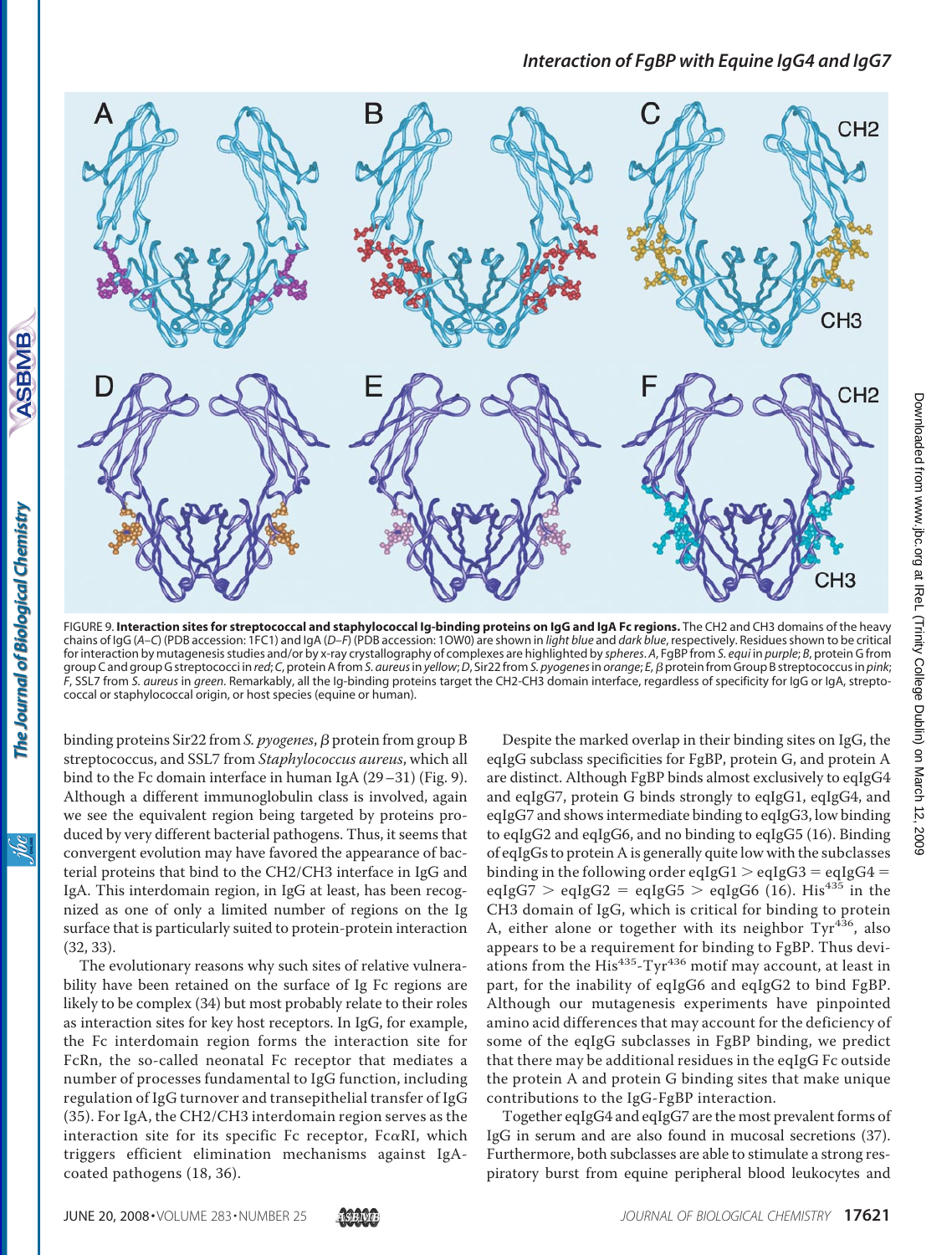A

B

C

CH2

CH3

D

E

F

CH2

CH3

FIGURE 9. **Interaction sites for streptococcal and staphylococcal Ig-binding proteins on IgG and IgA Fc regions.** The CH2 and CH3 domains of the heavy chains of IgG (*A–C*) (PDB accession: 1FC1) and IgA (*D–F*) (PDB accession: 1OW0) are shown in *light blue* and *dark blue*, respectively. Residues shown to be critical for interaction by mutagenesis studies and/or by x-ray crystallography of complexes are highlighted by *spheres*. *A*, FgBP from *S. equi* in *purple*; *B*, protein G from group C and group G streptococci in *red*; *C*, protein A from *S. aureus* in *yellow*; *D*, Sir22 from *S. pyogenes* in *orange*; *E*, β protein from Group B streptococcus in *pink*; *F*, SSL7 from *S. aureus* in *green*. Remarkably, all the Ig-binding proteins target the CH2-CH3 domain interface, regardless of specificity for IgG or IgA, streptococcal or staphylococcal origin, or host species (equine or human).

binding proteins Sir22 from *S. pyogenes*, β protein from group B streptococcus, and SSL7 from *Staphylococcus aureus*, which all bind to the Fc domain interface in human IgA (29–31) (Fig. 9). Although a different immunoglobulin class is involved, again we see the equivalent region being targeted by proteins produced by very different bacterial pathogens. Thus, it seems that convergent evolution may have favored the appearance of bacterial proteins that bind to the CH2/CH3 interface in IgG and IgA. This interdomain region, in IgG at least, has been recognized as one of only a limited number of regions on the Ig surface that is particularly suited to protein-protein interaction (32, 33).

The evolutionary reasons why such sites of relative vulnerability have been retained on the surface of Ig Fc regions are likely to be complex (34) but most probably relate to their roles as interaction sites for key host receptors. In IgG, for example, the Fc interdomain region forms the interaction site for FcRn, the so-called neonatal Fc receptor that mediates a number of processes fundamental to IgG function, including regulation of IgG turnover and transepithelial transfer of IgG (35). For IgA, the CH2/CH3 interdomain region serves as the interaction site for its specific Fc receptor, FcαRI, which triggers efficient elimination mechanisms against IgA-coated pathogens (18, 36).

Despite the marked overlap in their binding sites on IgG, the eqIgG subclass specificities for FgBP, protein G, and protein A are distinct. Although FgBP binds almost exclusively to eqIgG4 and eqIgG7, protein G binds strongly to eqIgG1, eqIgG4, and eqIgG7 and shows intermediate binding to eqIgG3, low binding to eqIgG2 and eqIgG6, and no binding to eqIgG5 (16). Binding of eqIgGs to protein A is generally quite low with the subclasses binding in the following order eqIgG1 > eqIgG3 = eqIgG4 = eqIgG7 > eqIgG2 = eqIgG5 > eqIgG6 (16). His[435] in the CH3 domain of IgG, which is critical for binding to protein A, either alone or together with its neighbor Tyr[436], also appears to be a requirement for binding to FgBP. Thus deviations from the His[435]-Tyr[436] motif may account, at least in part, for the inability of eqIgG6 and eqIgG2 to bind FgBP. Although our mutagenesis experiments have pinpointed amino acid differences that may account for the deficiency of some of the eqIgG subclasses in FgBP binding, we predict that there may be additional residues in the eqIgG Fc outside the protein A and protein G binding sites that make unique contributions to the IgG-FgBP interaction.

Together eqIgG4 and eqIgG7 are the most prevalent forms of IgG in serum and are also found in mucosal secretions (37). Furthermore, both subclasses are able to stimulate a strong respiratory burst from equine peripheral blood leukocytes and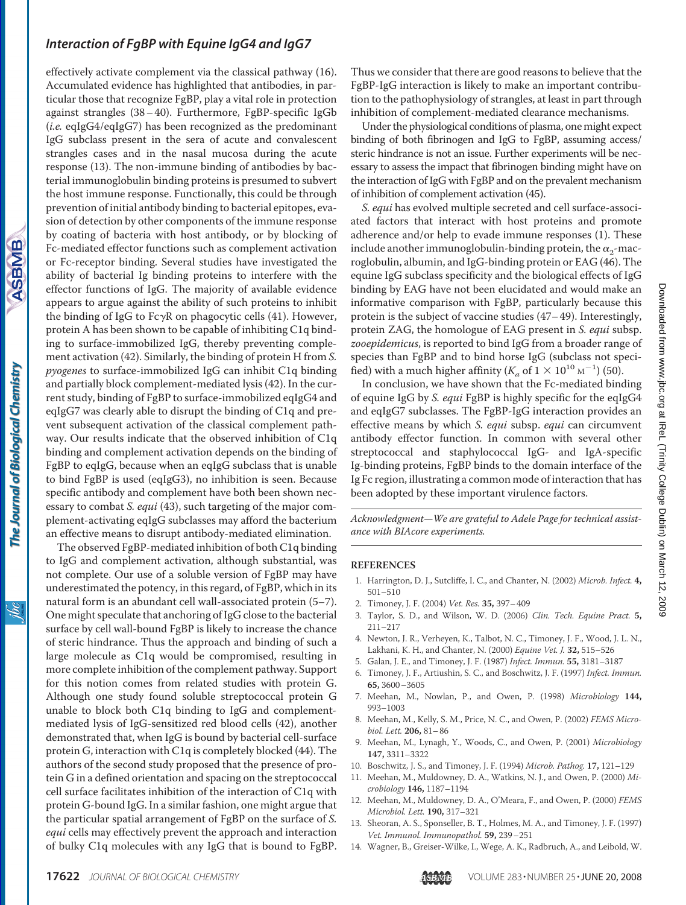effectively activate complement via the classical pathway (16). Accumulated evidence has highlighted that antibodies, in particular those that recognize FgBP, play a vital role in protection against strangles (38–40). Furthermore, FgBP-specific IgGb (*i.e.* eqIgG4/eqIgG7) has been recognized as the predominant IgG subclass present in the sera of acute and convalescent strangles cases and in the nasal mucosa during the acute response (13). The non-immune binding of antibodies by bacterial immunoglobulin binding proteins is presumed to subvert the host immune response. Functionally, this could be through prevention of initial antibody binding to bacterial epitopes, evasion of detection by other components of the immune response by coating of bacteria with host antibody, or by blocking of Fc-mediated effector functions such as complement activation or Fc-receptor binding. Several studies have investigated the ability of bacterial Ig binding proteins to interfere with the effector functions of IgG. The majority of available evidence appears to argue against the ability of such proteins to inhibit the binding of IgG to Fc$\gamma$R on phagocytic cells (41). However, protein A has been shown to be capable of inhibiting C1q binding to surface-immobilized IgG, thereby preventing complement activation (42). Similarly, the binding of protein H from *S. pyogenes* to surface-immobilized IgG can inhibit C1q binding and partially block complement-mediated lysis (42). In the current study, binding of FgBP to surface-immobilized eqIgG4 and eqIgG7 was clearly able to disrupt the binding of C1q and prevent subsequent activation of the classical complement pathway. Our results indicate that the observed inhibition of C1q binding and complement activation depends on the binding of FgBP to eqIgG, because when an eqIgG subclass that is unable to bind FgBP is used (eqIgG3), no inhibition is seen. Because specific antibody and complement have both been shown necessary to combat *S. equi* (43), such targeting of the major complement-activating eqIgG subclasses may afford the bacterium an effective means to disrupt antibody-mediated elimination.

The observed FgBP-mediated inhibition of both C1q binding to IgG and complement activation, although substantial, was not complete. Our use of a soluble version of FgBP may have underestimated the potency, in this regard, of FgBP, which in its natural form is an abundant cell wall-associated protein (5–7). One might speculate that anchoring of IgG close to the bacterial surface by cell wall-bound FgBP is likely to increase the chance of steric hindrance. Thus the approach and binding of such a large molecule as C1q would be compromised, resulting in more complete inhibition of the complement pathway. Support for this notion comes from related studies with protein G. Although one study found soluble streptococcal protein G unable to block both C1q binding to IgG and complement-mediated lysis of IgG-sensitized red blood cells (42), another demonstrated that, when IgG is bound by bacterial cell-surface protein G, interaction with C1q is completely blocked (44). The authors of the second study proposed that the presence of protein G in a defined orientation and spacing on the streptococcal cell surface facilitates inhibition of the interaction of C1q with protein G-bound IgG. In a similar fashion, one might argue that the particular spatial arrangement of FgBP on the surface of *S. equi* cells may effectively prevent the approach and interaction of bulky C1q molecules with any IgG that is bound to FgBP. Thus we consider that there are good reasons to believe that the FgBP-IgG interaction is likely to make an important contribution to the pathophysiology of strangles, at least in part through inhibition of complement-mediated clearance mechanisms.

Under the physiological conditions of plasma, one might expect binding of both fibrinogen and IgG to FgBP, assuming access/steric hindrance is not an issue. Further experiments will be necessary to assess the impact that fibrinogen binding might have on the interaction of IgG with FgBP and on the prevalent mechanism of inhibition of complement activation (45).

*S. equi* has evolved multiple secreted and cell surface-associated factors that interact with host proteins and promote adherence and/or help to evade immune responses (1). These include another immunoglobulin-binding protein, the $\alpha_2$-macroglobulin, albumin, and IgG-binding protein or EAG (46). The equine IgG subclass specificity and the biological effects of IgG binding by EAG have not been elucidated and would make an informative comparison with FgBP, particularly because this protein is the subject of vaccine studies (47–49). Interestingly, protein ZAG, the homologue of EAG present in *S. equi* subsp. *zooepidemicus*, is reported to bind IgG from a broader range of species than FgBP and to bind horse IgG (subclass not specified) with a much higher affinity ($K_a$ of $1 \times 10^{10}$ $M^{-1}$) (50).

In conclusion, we have shown that the Fc-mediated binding of equine IgG by *S. equi* FgBP is highly specific for the eqIgG4 and eqIgG7 subclasses. The FgBP-IgG interaction provides an effective means by which *S. equi* can circumvent antibody effector function. In common with several other streptococcal and staphylococcal IgG- and IgA-specific Ig-binding proteins, FgBP binds to the domain interface of the Ig Fc region, illustrating a common mode of interaction that has been adopted by these important virulence factors.

*Acknowledgment—We are grateful to Adele Page for technical assistance with BIAcore experiments.*

## REFERENCES

1. Harrington, D. J., Sutcliffe, I. C., and Chanter, N. (2002) *Microb. Infect.* **4,** 501–510
2. Timoney, J. F. (2004) *Vet. Res.* **35,** 397–409
3. Taylor, S. D., and Wilson, W. D. (2006) *Clin. Tech. Equine Pract.* **5,** 211–217
4. Newton, J. R., Verheyen, K., Talbot, N. C., Timoney, J. F., Wood, J. L. N., Lakhani, K. H., and Chanter, N. (2000) *Equine Vet. J.* **32,** 515–526
5. Galan, J. E., and Timoney, J. F. (1987) *Infect. Immun.* **55,** 3181–3187
6. Timoney, J. F., Artiushin, S. C., and Boschwitz, J. F. (1997) *Infect. Immun.* **65,** 3600–3605
7. Meehan, M., Nowlan, P., and Owen, P. (1998) *Microbiology* **144,** 993–1003
8. Meehan, M., Kelly, S. M., Price, N. C., and Owen, P. (2002) *FEMS Microbiol. Lett.* **206,** 81–86
9. Meehan, M., Lynagh, Y., Woods, C., and Owen, P. (2001) *Microbiology* **147,** 3311–3322
10. Boschwitz, J. S., and Timoney, J. F. (1994) *Microb. Pathog.* **17,** 121–129
11. Meehan, M., Muldowney, D. A., Watkins, N. J., and Owen, P. (2000) *Microbiology* **146,** 1187–1194
12. Meehan, M., Muldowney, D. A., O'Meara, F., and Owen, P. (2000) *FEMS Microbiol. Lett.* **190,** 317–321
13. Sheoran, A. S., Sponseller, B. T., Holmes, M. A., and Timoney, J. F. (1997) *Vet. Immunol. Immunopathol.* **59,** 239–251
14. Wagner, B., Greiser-Wilke, I., Wege, A. K., Radbruch, A., and Leibold, W.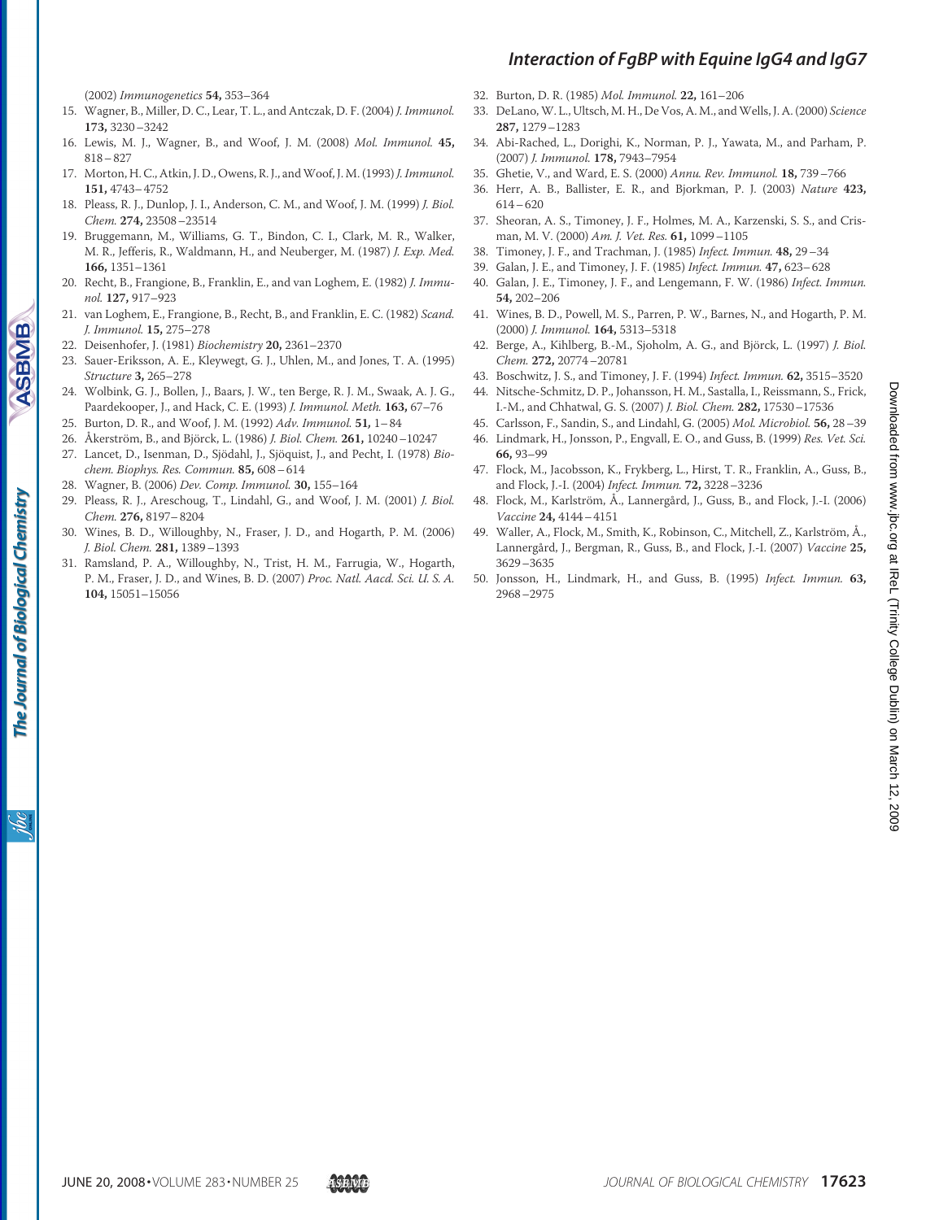(2002) *Immunogenetics* **54,** 353–364

15. Wagner, B., Miller, D. C., Lear, T. L., and Antczak, D. F. (2004) *J. Immunol.* **173,** 3230–3242
16. Lewis, M. J., Wagner, B., and Woof, J. M. (2008) *Mol. Immunol.* **45,** 818–827
17. Morton, H. C., Atkin, J. D., Owens, R. J., and Woof, J. M. (1993) *J. Immunol.* **151,** 4743–4752
18. Pleass, R. J., Dunlop, J. I., Anderson, C. M., and Woof, J. M. (1999) *J. Biol. Chem.* **274,** 23508–23514
19. Bruggemann, M., Williams, G. T., Bindon, C. I., Clark, M. R., Walker, M. R., Jefferis, R., Waldmann, H., and Neuberger, M. (1987) *J. Exp. Med.* **166,** 1351–1361
20. Recht, B., Frangione, B., Franklin, E., and van Loghem, E. (1982) *J. Immunol.* **127,** 917–923
21. van Loghem, E., Frangione, B., Recht, B., and Franklin, E. C. (1982) *Scand. J. Immunol.* **15,** 275–278
22. Deisenhofer, J. (1981) *Biochemistry* **20,** 2361–2370
23. Sauer-Eriksson, A. E., Kleywegt, G. J., Uhlen, M., and Jones, T. A. (1995) *Structure* **3,** 265–278
24. Wolbink, G. J., Bollen, J., Baars, J. W., ten Berge, R. J. M., Swaak, A. J. G., Paardekooper, J., and Hack, C. E. (1993) *J. Immunol. Meth.* **163,** 67–76
25. Burton, D. R., and Woof, J. M. (1992) *Adv. Immunol.* **51,** 1–84
26. Åkerström, B., and Björck, L. (1986) *J. Biol. Chem.* **261,** 10240–10247
27. Lancet, D., Isenman, D., Sjödahl, J., Sjöquist, J., and Pecht, I. (1978) *Biochem. Biophys. Res. Commun.* **85,** 608–614
28. Wagner, B. (2006) *Dev. Comp. Immunol.* **30,** 155–164
29. Pleass, R. J., Areschoug, T., Lindahl, G., and Woof, J. M. (2001) *J. Biol. Chem.* **276,** 8197–8204
30. Wines, B. D., Willoughby, N., Fraser, J. D., and Hogarth, P. M. (2006) *J. Biol. Chem.* **281,** 1389–1393
31. Ramsland, P. A., Willoughby, N., Trist, H. M., Farrugia, W., Hogarth, P. M., Fraser, J. D., and Wines, B. D. (2007) *Proc. Natl. Aacd. Sci. U. S. A.* **104,** 15051–15056
32. Burton, D. R. (1985) *Mol. Immunol.* **22,** 161–206
33. DeLano, W. L., Ultsch, M. H., De Vos, A. M., and Wells, J. A. (2000) *Science* **287,** 1279–1283
34. Abi-Rached, L., Dorighi, K., Norman, P. J., Yawata, M., and Parham, P. (2007) *J. Immunol.* **178,** 7943–7954
35. Ghetie, V., and Ward, E. S. (2000) *Annu. Rev. Immunol.* **18,** 739–766
36. Herr, A. B., Ballister, E. R., and Bjorkman, P. J. (2003) *Nature* **423,** 614–620
37. Sheoran, A. S., Timoney, J. F., Holmes, M. A., Karzenski, S. S., and Crisman, M. V. (2000) *Am. J. Vet. Res.* **61,** 1099–1105
38. Timoney, J. F., and Trachman, J. (1985) *Infect. Immun.* **48,** 29–34
39. Galan, J. E., and Timoney, J. F. (1985) *Infect. Immun.* **47,** 623–628
40. Galan, J. E., Timoney, J. F., and Lengemann, F. W. (1986) *Infect. Immun.* **54,** 202–206
41. Wines, B. D., Powell, M. S., Parren, P. W., Barnes, N., and Hogarth, P. M. (2000) *J. Immunol.* **164,** 5313–5318
42. Berge, A., Kihlberg, B.-M., Sjoholm, A. G., and Björck, L. (1997) *J. Biol. Chem.* **272,** 20774–20781
43. Boschwitz, J. S., and Timoney, J. F. (1994) *Infect. Immun.* **62,** 3515–3520
44. Nitsche-Schmitz, D. P., Johansson, H. M., Sastalla, I., Reissmann, S., Frick, I.-M., and Chhatwal, G. S. (2007) *J. Biol. Chem.* **282,** 17530–17536
45. Carlsson, F., Sandin, S., and Lindahl, G. (2005) *Mol. Microbiol.* **56,** 28–39
46. Lindmark, H., Jonsson, P., Engvall, E. O., and Guss, B. (1999) *Res. Vet. Sci.* **66,** 93–99
47. Flock, M., Jacobsson, K., Frykberg, L., Hirst, T. R., Franklin, A., Guss, B., and Flock, J.-I. (2004) *Infect. Immun.* **72,** 3228–3236
48. Flock, M., Karlström, Å., Lannergård, J., Guss, B., and Flock, J.-I. (2006) *Vaccine* **24,** 4144–4151
49. Waller, A., Flock, M., Smith, K., Robinson, C., Mitchell, Z., Karlström, Å., Lannergård, J., Bergman, R., Guss, B., and Flock, J.-I. (2007) *Vaccine* **25,** 3629–3635
50. Jonsson, H., Lindmark, H., and Guss, B. (1995) *Infect. Immun.* **63,** 2968–2975